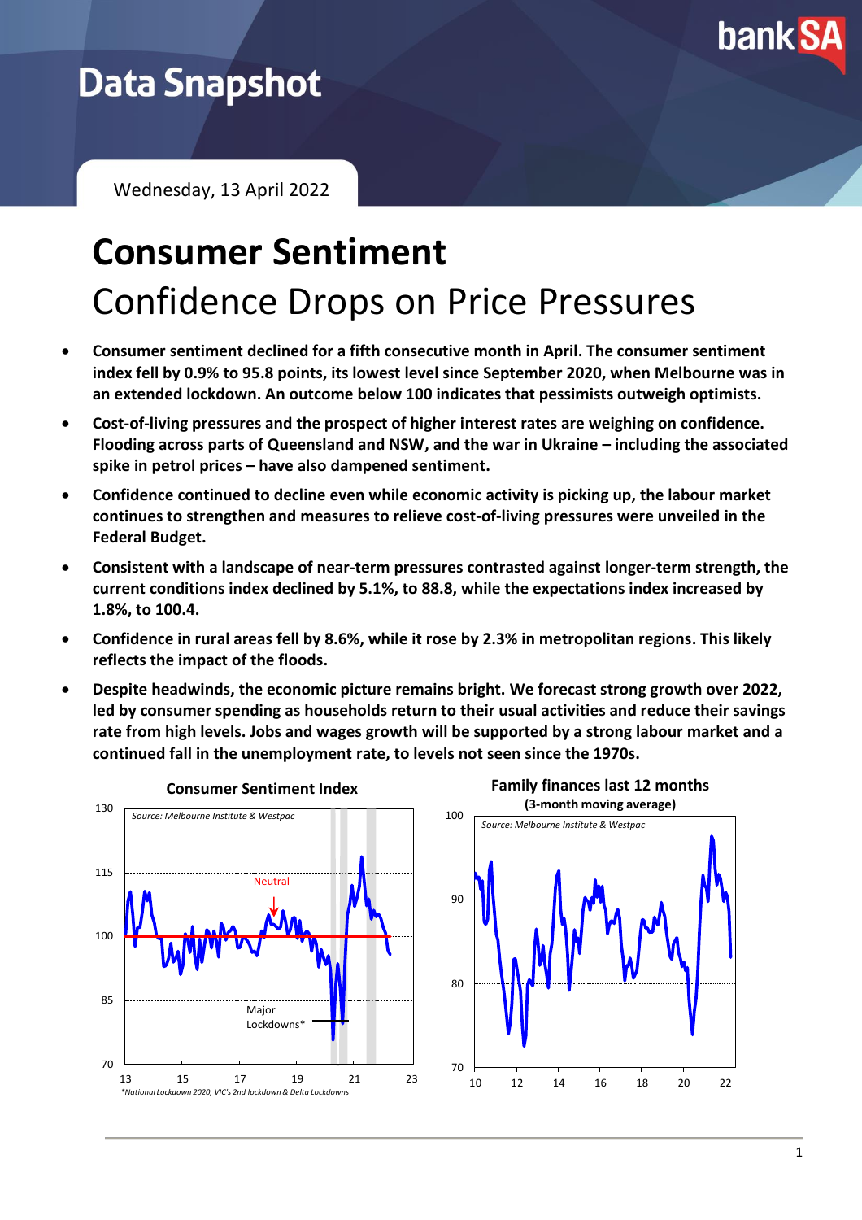# Data Snapshot

Wednesday, 13 April 2022

# Consumer Sentiment

## Confidence Drops on Price Pressures

- **Consumer sentiment declined for a fifth consecutive month in April. The consumer sentiment index fell by 0.9% to 95.8 points, its lowest level since September 2020, when Melbourne was in an extended lockdown. An outcome below 100 indicates that pessimists outweigh optimists.**
- **Cost-of-living pressures and the prospect of higher interest rates are weighing on confidence. Flooding across parts of Queensland and NSW, and the war in Ukraine – including the associated spike in petrol prices – have also dampened sentiment.**
- **Confidence continued to decline even while economic activity is picking up, the labour market continues to strengthen and measures to relieve cost-of-living pressures were unveiled in the Federal Budget.**
- **Consistent with a landscape of near-term pressures contrasted against longer-term strength, the current conditions index declined by 5.1%, to 88.8, while the expectations index increased by 1.8%, to 100.4.**
- **Confidence in rural areas fell by 8.6%, while it rose by 2.3% in metropolitan regions. This likely reflects the impact of the floods.**
- **Despite headwinds, the economic picture remains bright. We forecast strong growth over 2022, led by consumer spending as households return to their usual activities and reduce their savings rate from high levels. Jobs and wages growth will be supported by a strong labour market and a continued fall in the unemployment rate, to levels not seen since the 1970s.**

**Consumer Sentiment Index**

Source: Melbourne Institute & Westpac

*National Lockdown 2020, VIC's 2nd lockdown & Delta Lockdowns

**Family finances last 12 months**
**(3-month moving average)**

Source: Melbourne Institute & Westpac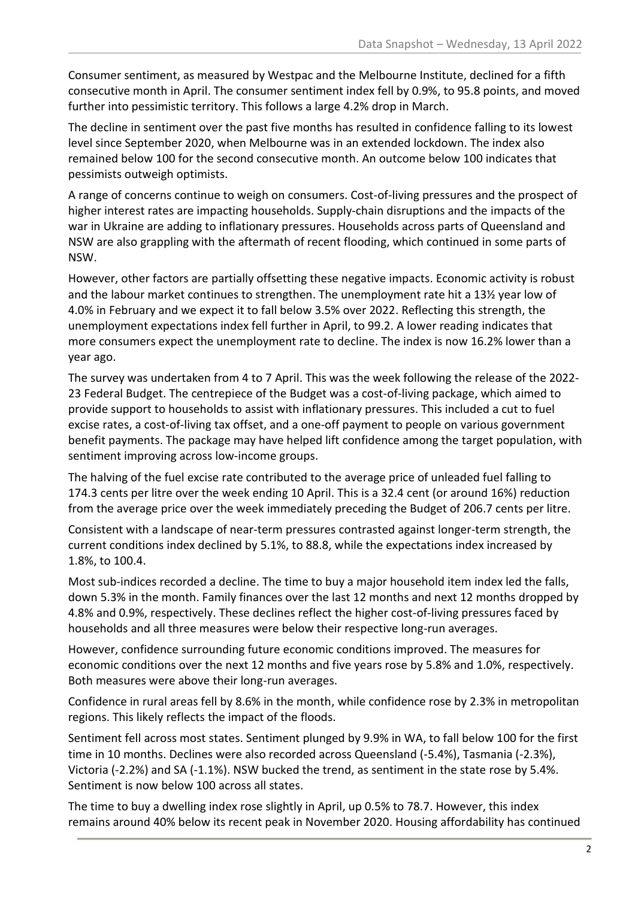Consumer sentiment, as measured by Westpac and the Melbourne Institute, declined for a fifth consecutive month in April. The consumer sentiment index fell by 0.9%, to 95.8 points, and moved further into pessimistic territory. This follows a large 4.2% drop in March.

The decline in sentiment over the past five months has resulted in confidence falling to its lowest level since September 2020, when Melbourne was in an extended lockdown. The index also remained below 100 for the second consecutive month. An outcome below 100 indicates that pessimists outweigh optimists.

A range of concerns continue to weigh on consumers. Cost-of-living pressures and the prospect of higher interest rates are impacting households. Supply-chain disruptions and the impacts of the war in Ukraine are adding to inflationary pressures. Households across parts of Queensland and NSW are also grappling with the aftermath of recent flooding, which continued in some parts of NSW.

However, other factors are partially offsetting these negative impacts. Economic activity is robust and the labour market continues to strengthen. The unemployment rate hit a 13½ year low of 4.0% in February and we expect it to fall below 3.5% over 2022. Reflecting this strength, the unemployment expectations index fell further in April, to 99.2. A lower reading indicates that more consumers expect the unemployment rate to decline. The index is now 16.2% lower than a year ago.

The survey was undertaken from 4 to 7 April. This was the week following the release of the 2022-23 Federal Budget. The centrepiece of the Budget was a cost-of-living package, which aimed to provide support to households to assist with inflationary pressures. This included a cut to fuel excise rates, a cost-of-living tax offset, and a one-off payment to people on various government benefit payments. The package may have helped lift confidence among the target population, with sentiment improving across low-income groups.

The halving of the fuel excise rate contributed to the average price of unleaded fuel falling to 174.3 cents per litre over the week ending 10 April. This is a 32.4 cent (or around 16%) reduction from the average price over the week immediately preceding the Budget of 206.7 cents per litre.

Consistent with a landscape of near-term pressures contrasted against longer-term strength, the current conditions index declined by 5.1%, to 88.8, while the expectations index increased by 1.8%, to 100.4.

Most sub-indices recorded a decline. The time to buy a major household item index led the falls, down 5.3% in the month. Family finances over the last 12 months and next 12 months dropped by 4.8% and 0.9%, respectively. These declines reflect the higher cost-of-living pressures faced by households and all three measures were below their respective long-run averages.

However, confidence surrounding future economic conditions improved. The measures for economic conditions over the next 12 months and five years rose by 5.8% and 1.0%, respectively. Both measures were above their long-run averages.

Confidence in rural areas fell by 8.6% in the month, while confidence rose by 2.3% in metropolitan regions. This likely reflects the impact of the floods.

Sentiment fell across most states. Sentiment plunged by 9.9% in WA, to fall below 100 for the first time in 10 months. Declines were also recorded across Queensland (-5.4%), Tasmania (-2.3%), Victoria (-2.2%) and SA (-1.1%). NSW bucked the trend, as sentiment in the state rose by 5.4%. Sentiment is now below 100 across all states.

The time to buy a dwelling index rose slightly in April, up 0.5% to 78.7. However, this index remains around 40% below its recent peak in November 2020. Housing affordability has continued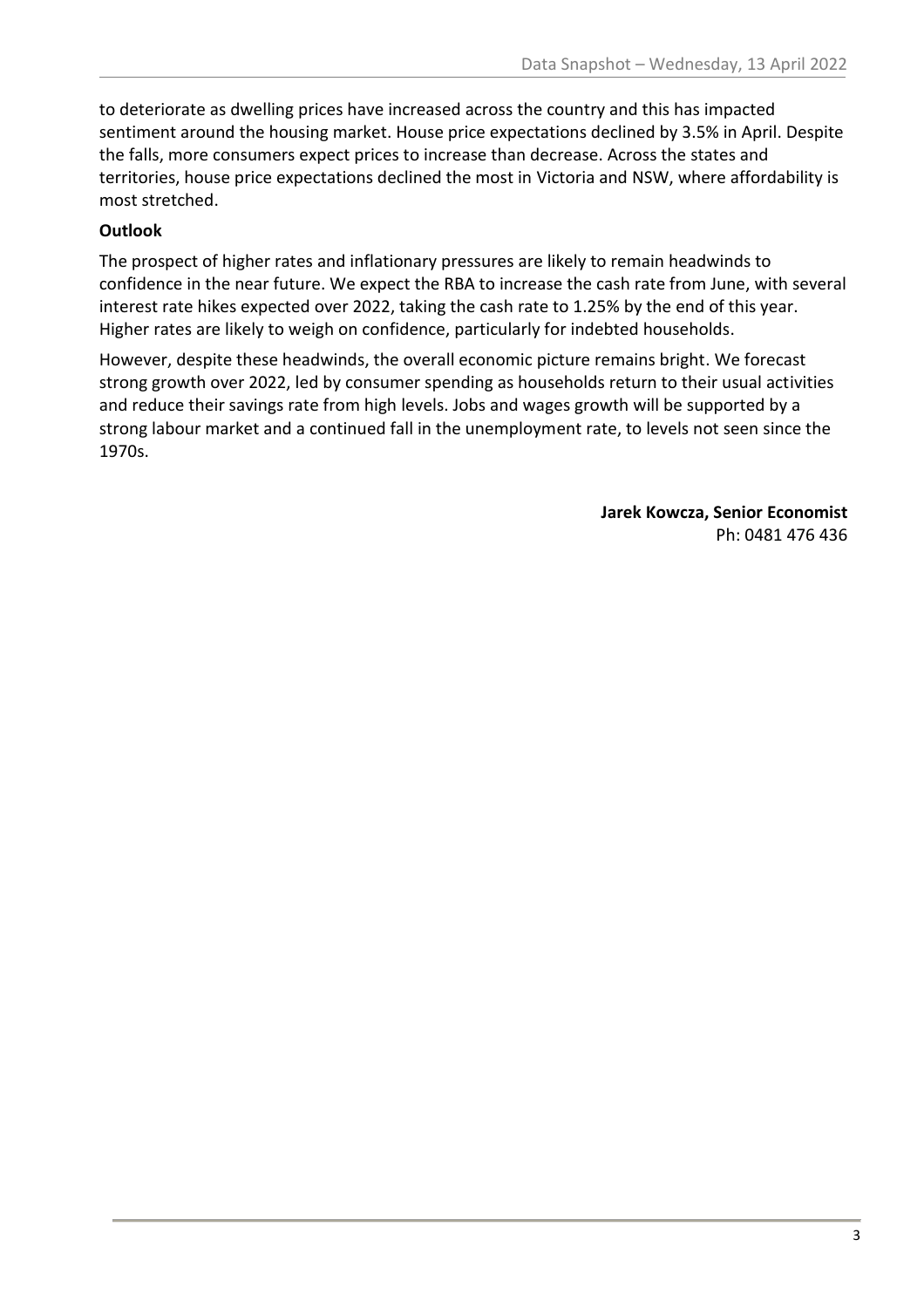to deteriorate as dwelling prices have increased across the country and this has impacted sentiment around the housing market. House price expectations declined by 3.5% in April. Despite the falls, more consumers expect prices to increase than decrease. Across the states and territories, house price expectations declined the most in Victoria and NSW, where affordability is most stretched.

**Outlook**

The prospect of higher rates and inflationary pressures are likely to remain headwinds to confidence in the near future. We expect the RBA to increase the cash rate from June, with several interest rate hikes expected over 2022, taking the cash rate to 1.25% by the end of this year. Higher rates are likely to weigh on confidence, particularly for indebted households.

However, despite these headwinds, the overall economic picture remains bright. We forecast strong growth over 2022, led by consumer spending as households return to their usual activities and reduce their savings rate from high levels. Jobs and wages growth will be supported by a strong labour market and a continued fall in the unemployment rate, to levels not seen since the 1970s.

**Jarek Kowcza, Senior Economist**
Ph: 0481 476 436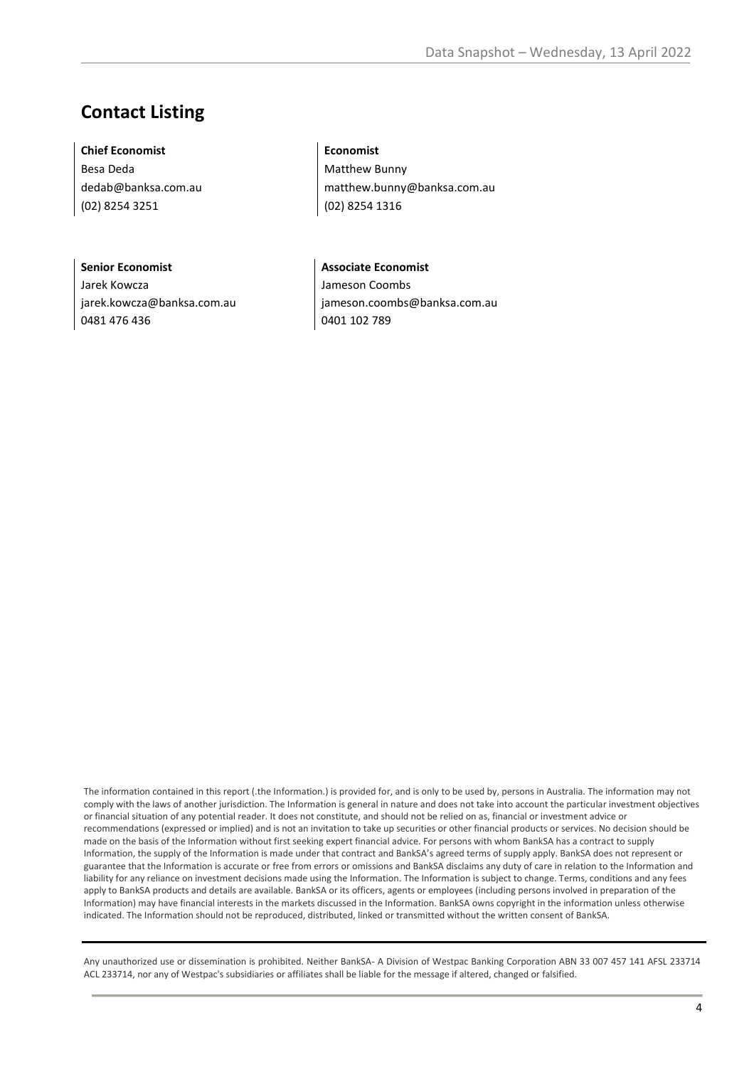## Contact Listing

**Chief Economist**
Besa Deda
dedab@banksa.com.au
(02) 8254 3251

**Economist**
Matthew Bunny
matthew.bunny@banksa.com.au
(02) 8254 1316

**Senior Economist**
Jarek Kowcza
jarek.kowcza@banksa.com.au
0481 476 436

**Associate Economist**
Jameson Coombs
jameson.coombs@banksa.com.au
0401 102 789

The information contained in this report (.the Information.) is provided for, and is only to be used by, persons in Australia. The information may not comply with the laws of another jurisdiction. The Information is general in nature and does not take into account the particular investment objectives or financial situation of any potential reader. It does not constitute, and should not be relied on as, financial or investment advice or recommendations (expressed or implied) and is not an invitation to take up securities or other financial products or services. No decision should be made on the basis of the Information without first seeking expert financial advice. For persons with whom BankSA has a contract to supply Information, the supply of the Information is made under that contract and BankSA's agreed terms of supply apply. BankSA does not represent or guarantee that the Information is accurate or free from errors or omissions and BankSA disclaims any duty of care in relation to the Information and liability for any reliance on investment decisions made using the Information. The Information is subject to change. Terms, conditions and any fees apply to BankSA products and details are available. BankSA or its officers, agents or employees (including persons involved in preparation of the Information) may have financial interests in the markets discussed in the Information. BankSA owns copyright in the information unless otherwise indicated. The Information should not be reproduced, distributed, linked or transmitted without the written consent of BankSA.

Any unauthorized use or dissemination is prohibited. Neither BankSA- A Division of Westpac Banking Corporation ABN 33 007 457 141 AFSL 233714 ACL 233714, nor any of Westpac's subsidiaries or affiliates shall be liable for the message if altered, changed or falsified.